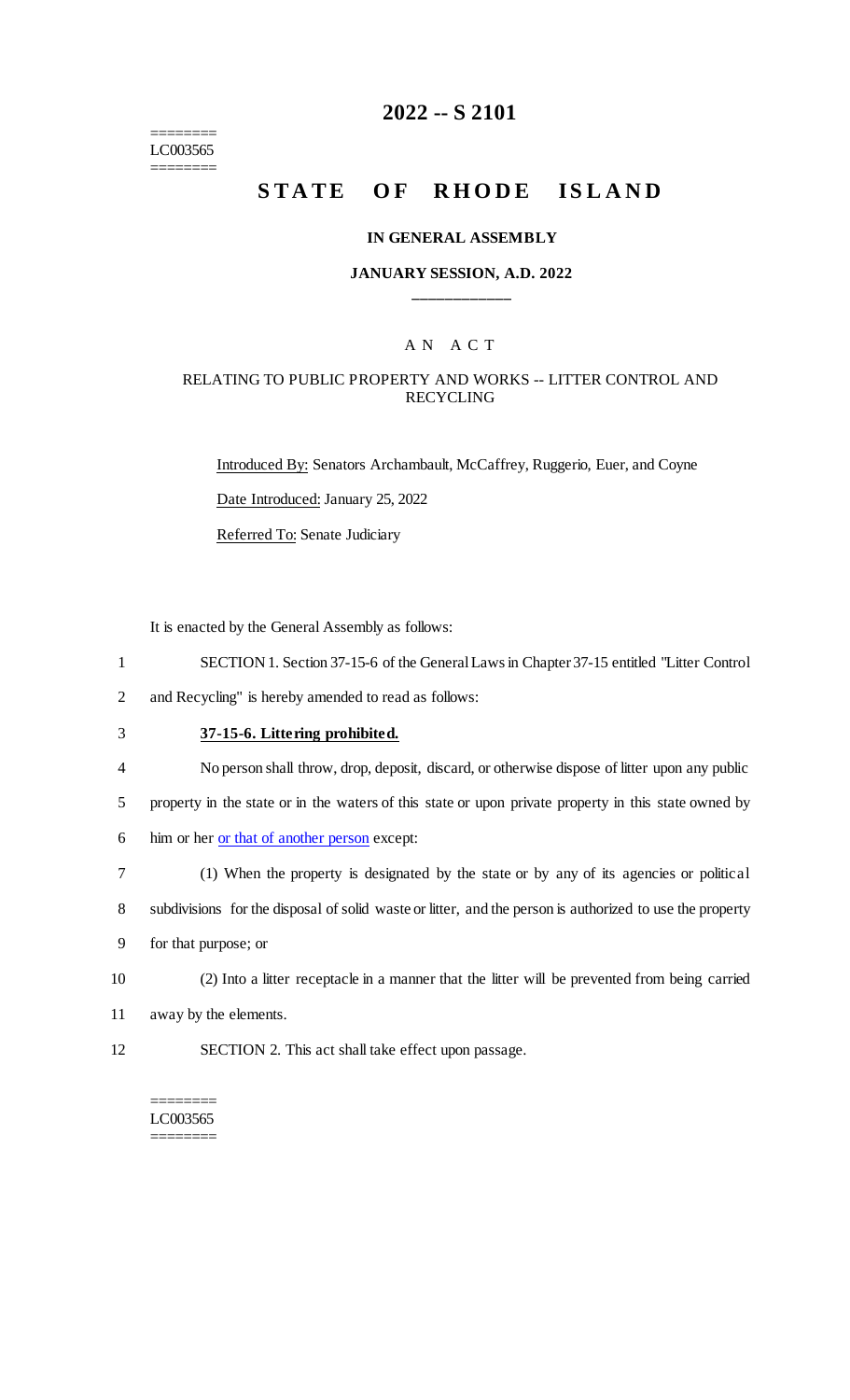========
LC003565
========

# 2022 -- S 2101

# STATE OF RHODE ISLAND

### IN GENERAL ASSEMBLY

### JANUARY SESSION, A.D. 2022

____________

A N A C T

RELATING TO PUBLIC PROPERTY AND WORKS -- LITTER CONTROL AND RECYCLING

Introduced By: Senators Archambault, McCaffrey, Ruggerio, Euer, and Coyne

Date Introduced: January 25, 2022

Referred To: Senate Judiciary

It is enacted by the General Assembly as follows:

1 SECTION 1. Section 37-15-6 of the General Laws in Chapter 37-15 entitled "Litter Control
2 and Recycling" is hereby amended to read as follows:

3 **37-15-6. Littering prohibited.**

4 No person shall throw, drop, deposit, discard, or otherwise dispose of litter upon any public
5 property in the state or in the waters of this state or upon private property in this state owned by
6 him or her <u>or that of another person</u> except:

7 (1) When the property is designated by the state or by any of its agencies or political
8 subdivisions for the disposal of solid waste or litter, and the person is authorized to use the property
9 for that purpose; or

10 (2) Into a litter receptacle in a manner that the litter will be prevented from being carried
11 away by the elements.

12 SECTION 2. This act shall take effect upon passage.

========
LC003565
========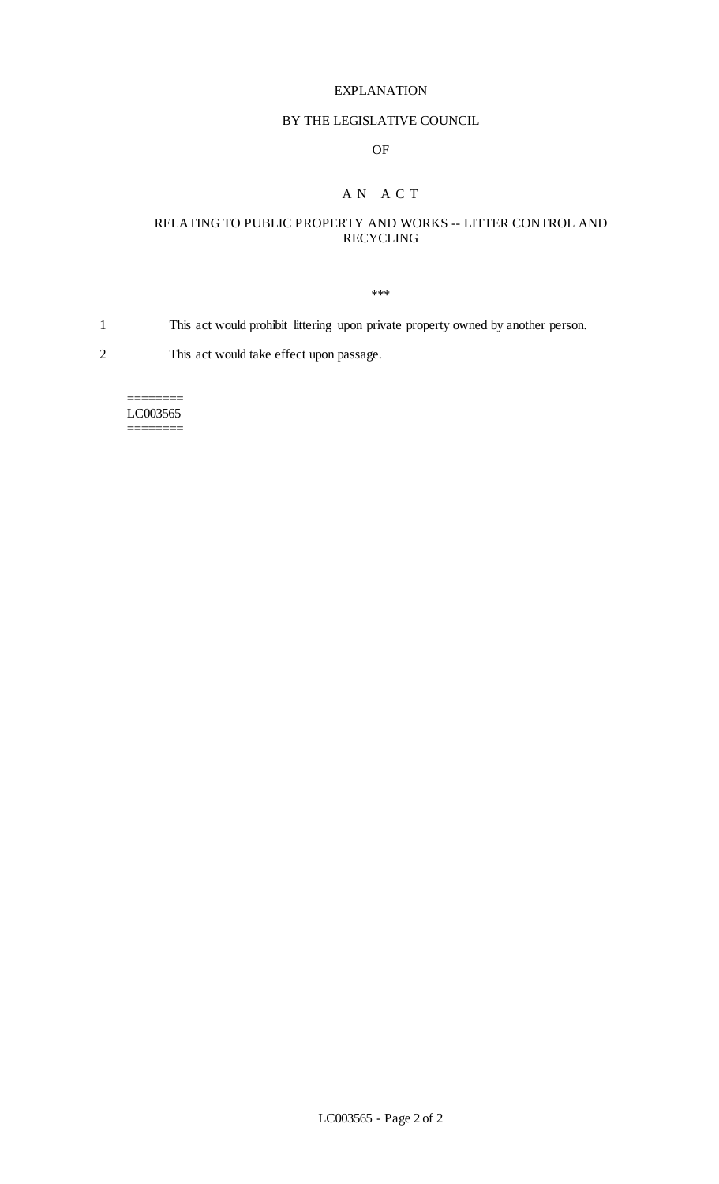EXPLANATION

BY THE LEGISLATIVE COUNCIL

OF

A N A C T

RELATING TO PUBLIC PROPERTY AND WORKS -- LITTER CONTROL AND RECYCLING

\*\*\*

1 This act would prohibit littering upon private property owned by another person.

2 This act would take effect upon passage.

========
LC003565
========